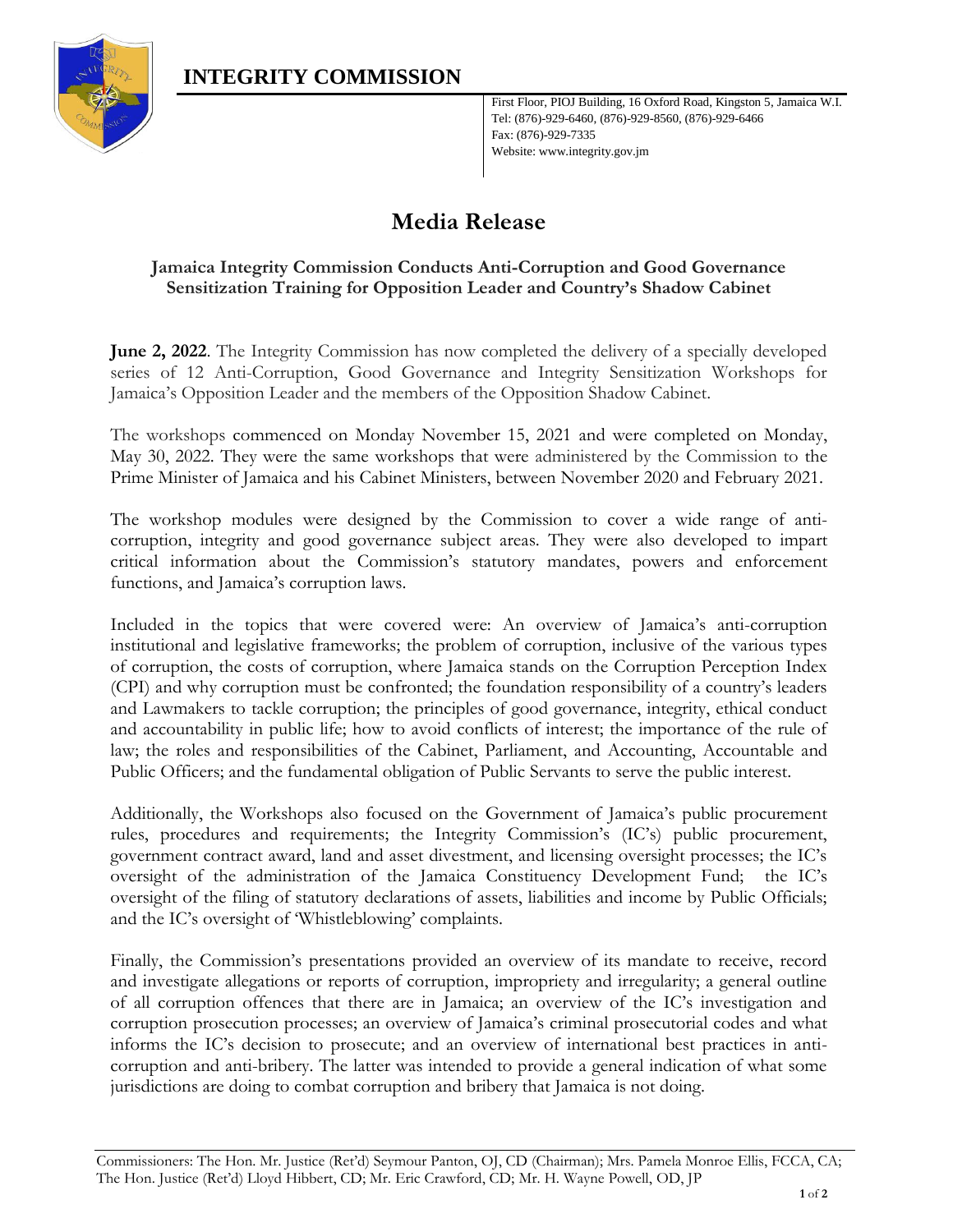# INTEGRITY COMMISSION

First Floor, PIOJ Building, 16 Oxford Road, Kingston 5, Jamaica W.I.
Tel: (876)-929-6460, (876)-929-8560, (876)-929-6466
Fax: (876)-929-7335
Website: www.integrity.gov.jm

## Media Release

### Jamaica Integrity Commission Conducts Anti-Corruption and Good Governance Sensitization Training for Opposition Leader and Country's Shadow Cabinet

**June 2, 2022**. The Integrity Commission has now completed the delivery of a specially developed series of 12 Anti-Corruption, Good Governance and Integrity Sensitization Workshops for Jamaica's Opposition Leader and the members of the Opposition Shadow Cabinet.

The workshops commenced on Monday November 15, 2021 and were completed on Monday, May 30, 2022. They were the same workshops that were administered by the Commission to the Prime Minister of Jamaica and his Cabinet Ministers, between November 2020 and February 2021.

The workshop modules were designed by the Commission to cover a wide range of anti-corruption, integrity and good governance subject areas. They were also developed to impart critical information about the Commission's statutory mandates, powers and enforcement functions, and Jamaica's corruption laws.

Included in the topics that were covered were: An overview of Jamaica's anti-corruption institutional and legislative frameworks; the problem of corruption, inclusive of the various types of corruption, the costs of corruption, where Jamaica stands on the Corruption Perception Index (CPI) and why corruption must be confronted; the foundation responsibility of a country's leaders and Lawmakers to tackle corruption; the principles of good governance, integrity, ethical conduct and accountability in public life; how to avoid conflicts of interest; the importance of the rule of law; the roles and responsibilities of the Cabinet, Parliament, and Accounting, Accountable and Public Officers; and the fundamental obligation of Public Servants to serve the public interest.

Additionally, the Workshops also focused on the Government of Jamaica's public procurement rules, procedures and requirements; the Integrity Commission's (IC's) public procurement, government contract award, land and asset divestment, and licensing oversight processes; the IC's oversight of the administration of the Jamaica Constituency Development Fund; the IC's oversight of the filing of statutory declarations of assets, liabilities and income by Public Officials; and the IC's oversight of 'Whistleblowing' complaints.

Finally, the Commission's presentations provided an overview of its mandate to receive, record and investigate allegations or reports of corruption, impropriety and irregularity; a general outline of all corruption offences that there are in Jamaica; an overview of the IC's investigation and corruption prosecution processes; an overview of Jamaica's criminal prosecutorial codes and what informs the IC's decision to prosecute; and an overview of international best practices in anti-corruption and anti-bribery. The latter was intended to provide a general indication of what some jurisdictions are doing to combat corruption and bribery that Jamaica is not doing.

Commissioners: The Hon. Mr. Justice (Ret'd) Seymour Panton, OJ, CD (Chairman); Mrs. Pamela Monroe Ellis, FCCA, CA; The Hon. Justice (Ret'd) Lloyd Hibbert, CD; Mr. Eric Crawford, CD; Mr. H. Wayne Powell, OD, JP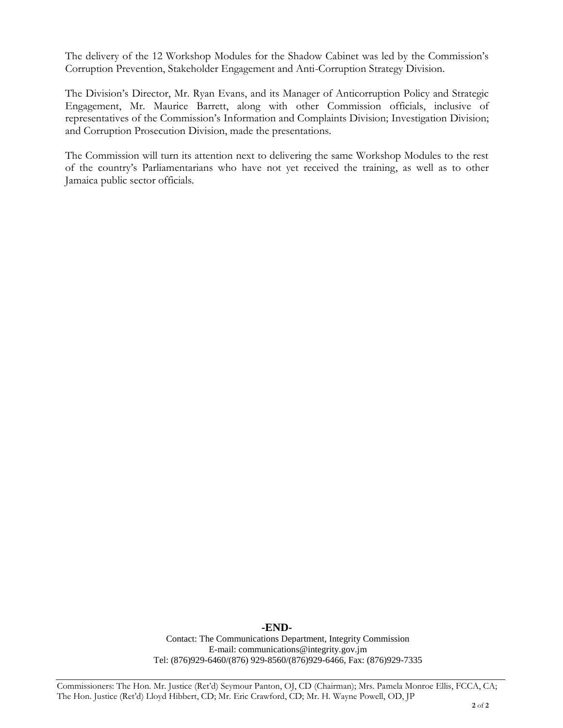The delivery of the 12 Workshop Modules for the Shadow Cabinet was led by the Commission's Corruption Prevention, Stakeholder Engagement and Anti-Corruption Strategy Division.

The Division's Director, Mr. Ryan Evans, and its Manager of Anticorruption Policy and Strategic Engagement, Mr. Maurice Barrett, along with other Commission officials, inclusive of representatives of the Commission's Information and Complaints Division; Investigation Division; and Corruption Prosecution Division, made the presentations.

The Commission will turn its attention next to delivering the same Workshop Modules to the rest of the country's Parliamentarians who have not yet received the training, as well as to other Jamaica public sector officials.

**-END-**

Contact: The Communications Department, Integrity Commission
E-mail: communications@integrity.gov.jm
Tel: (876)929-6460/(876) 929-8560/(876)929-6466, Fax: (876)929-7335

Commissioners: The Hon. Mr. Justice (Ret'd) Seymour Panton, OJ, CD (Chairman); Mrs. Pamela Monroe Ellis, FCCA, CA; The Hon. Justice (Ret'd) Lloyd Hibbert, CD; Mr. Eric Crawford, CD; Mr. H. Wayne Powell, OD, JP